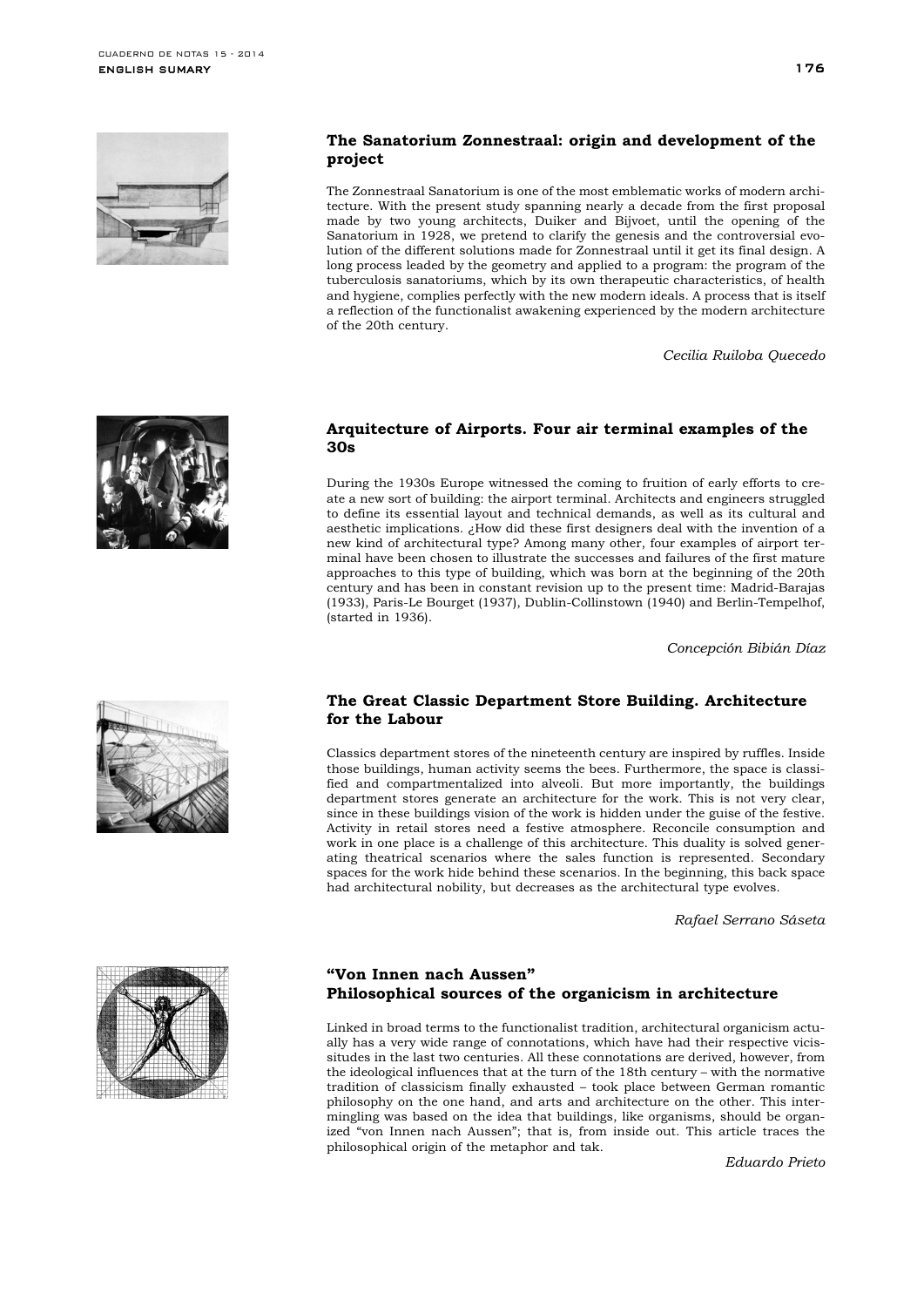## The Sanatorium Zonnestraal: origin and development of the project

The Zonnestraal Sanatorium is one of the most emblematic works of modern architecture. With the present study spanning nearly a decade from the first proposal made by two young architects, Duiker and Bijvoet, until the opening of the Sanatorium in 1928, we pretend to clarify the genesis and the controversial evolution of the different solutions made for Zonnestraal until it get its final design. A long process leaded by the geometry and applied to a program: the program of the tuberculosis sanatoriums, which by its own therapeutic characteristics, of health and hygiene, complies perfectly with the new modern ideals. A process that is itself a reflection of the functionalist awakening experienced by the modern architecture of the 20th century.

*Cecilia Ruiloba Quecedo*

## Arquitecture of Airports. Four air terminal examples of the 30s

During the 1930s Europe witnessed the coming to fruition of early efforts to create a new sort of building: the airport terminal. Architects and engineers struggled to define its essential layout and technical demands, as well as its cultural and aesthetic implications. ¿How did these first designers deal with the invention of a new kind of architectural type? Among many other, four examples of airport terminal have been chosen to illustrate the successes and failures of the first mature approaches to this type of building, which was born at the beginning of the 20th century and has been in constant revision up to the present time: Madrid-Barajas (1933), Paris-Le Bourget (1937), Dublin-Collinstown (1940) and Berlin-Tempelhof, (started in 1936).

*Concepción Bibián Díaz*

## The Great Classic Department Store Building. Architecture for the Labour

Classics department stores of the nineteenth century are inspired by ruffles. Inside those buildings, human activity seems the bees. Furthermore, the space is classified and compartmentalized into alveoli. But more importantly, the buildings department stores generate an architecture for the work. This is not very clear, since in these buildings vision of the work is hidden under the guise of the festive. Activity in retail stores need a festive atmosphere. Reconcile consumption and work in one place is a challenge of this architecture. This duality is solved generating theatrical scenarios where the sales function is represented. Secondary spaces for the work hide behind these scenarios. In the beginning, this back space had architectural nobility, but decreases as the architectural type evolves.

*Rafael Serrano Sáseta*

## "Von Innen nach Aussen" Philosophical sources of the organicism in architecture

Linked in broad terms to the functionalist tradition, architectural organicism actually has a very wide range of connotations, which have had their respective vicissitudes in the last two centuries. All these connotations are derived, however, from the ideological influences that at the turn of the 18th century – with the normative tradition of classicism finally exhausted – took place between German romantic philosophy on the one hand, and arts and architecture on the other. This intermingling was based on the idea that buildings, like organisms, should be organized "von Innen nach Aussen"; that is, from inside out. This article traces the philosophical origin of the metaphor and tak.

*Eduardo Prieto*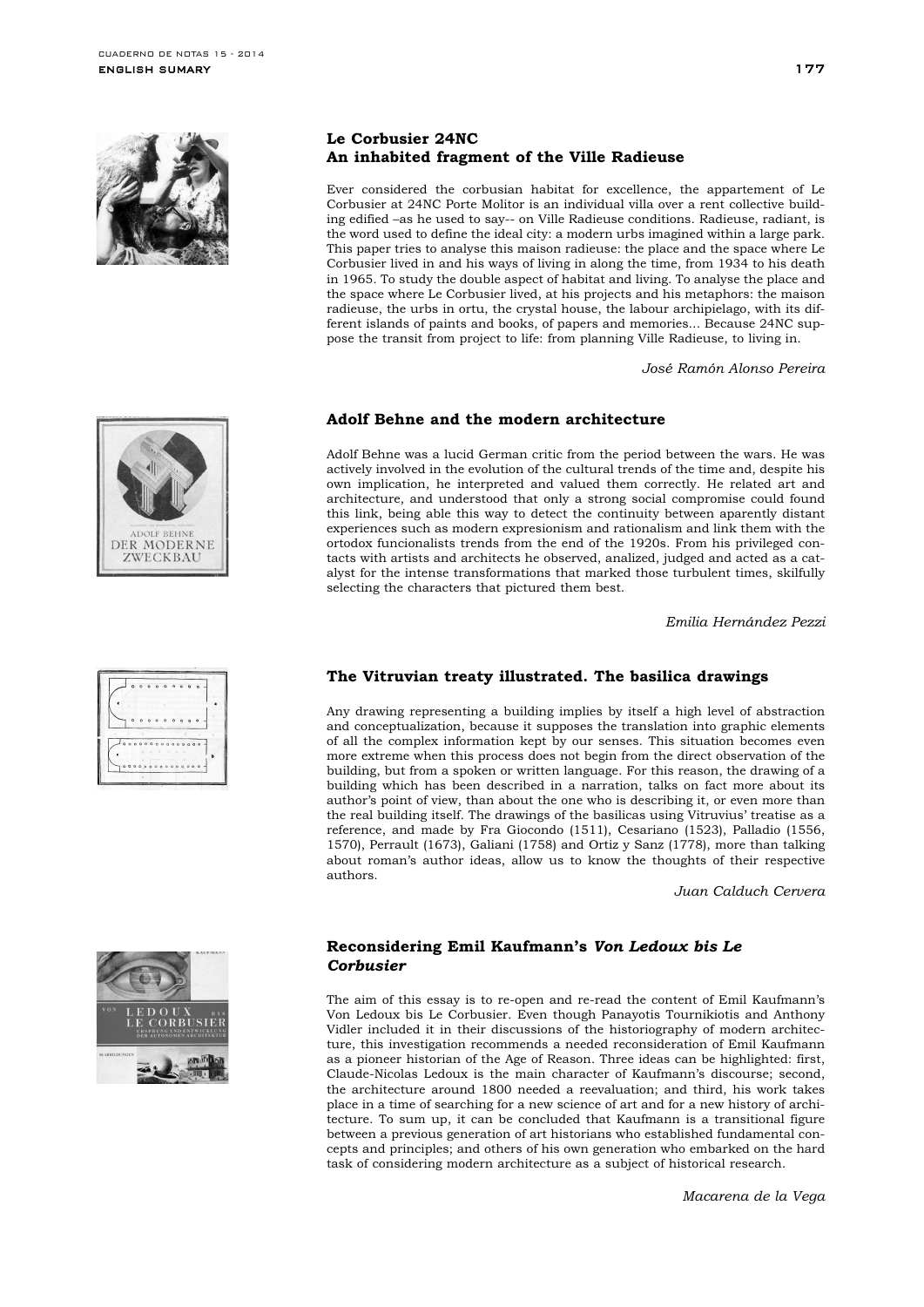### Le Corbusier 24NC
### An inhabited fragment of the Ville Radieuse

Ever considered the corbusian habitat for excellence, the appartement of Le Corbusier at 24NC Porte Molitor is an individual villa over a rent collective building edified –as he used to say-- on Ville Radieuse conditions. Radieuse, radiant, is the word used to define the ideal city: a modern urbs imagined within a large park. This paper tries to analyse this maison radieuse: the place and the space where Le Corbusier lived in and his ways of living in along the time, from 1934 to his death in 1965. To study the double aspect of habitat and living. To analyse the place and the space where Le Corbusier lived, at his projects and his metaphors: the maison radieuse, the urbs in ortu, the crystal house, the labour archipielago, with its different islands of paints and books, of papers and memories... Because 24NC suppose the transit from project to life: from planning Ville Radieuse, to living in.

*José Ramón Alonso Pereira*

### Adolf Behne and the modern architecture

Adolf Behne was a lucid German critic from the period between the wars. He was actively involved in the evolution of the cultural trends of the time and, despite his own implication, he interpreted and valued them correctly. He related art and architecture, and understood that only a strong social compromise could found this link, being able this way to detect the continuity between aparently distant experiences such as modern expresionism and rationalism and link them with the ortodox funcionalists trends from the end of the 1920s. From his privileged contacts with artists and architects he observed, analized, judged and acted as a catalyst for the intense transformations that marked those turbulent times, skilfully selecting the characters that pictured them best.

*Emilia Hernández Pezzi*

### The Vitruvian treaty illustrated. The basilica drawings

Any drawing representing a building implies by itself a high level of abstraction and conceptualization, because it supposes the translation into graphic elements of all the complex information kept by our senses. This situation becomes even more extreme when this process does not begin from the direct observation of the building, but from a spoken or written language. For this reason, the drawing of a building which has been described in a narration, talks on fact more about its author's point of view, than about the one who is describing it, or even more than the real building itself. The drawings of the basilicas using Vitruvius' treatise as a reference, and made by Fra Giocondo (1511), Cesariano (1523), Palladio (1556, 1570), Perrault (1673), Galiani (1758) and Ortiz y Sanz (1778), more than talking about roman's author ideas, allow us to know the thoughts of their respective authors.

*Juan Calduch Cervera*

### Reconsidering Emil Kaufmann's *Von Ledoux bis Le Corbusier*

The aim of this essay is to re-open and re-read the content of Emil Kaufmann's Von Ledoux bis Le Corbusier. Even though Panayotis Tournikiotis and Anthony Vidler included it in their discussions of the historiography of modern architecture, this investigation recommends a needed reconsideration of Emil Kaufmann as a pioneer historian of the Age of Reason. Three ideas can be highlighted: first, Claude-Nicolas Ledoux is the main character of Kaufmann's discourse; second, the architecture around 1800 needed a reevaluation; and third, his work takes place in a time of searching for a new science of art and for a new history of architecture. To sum up, it can be concluded that Kaufmann is a transitional figure between a previous generation of art historians who established fundamental concepts and principles; and others of his own generation who embarked on the hard task of considering modern architecture as a subject of historical research.

*Macarena de la Vega*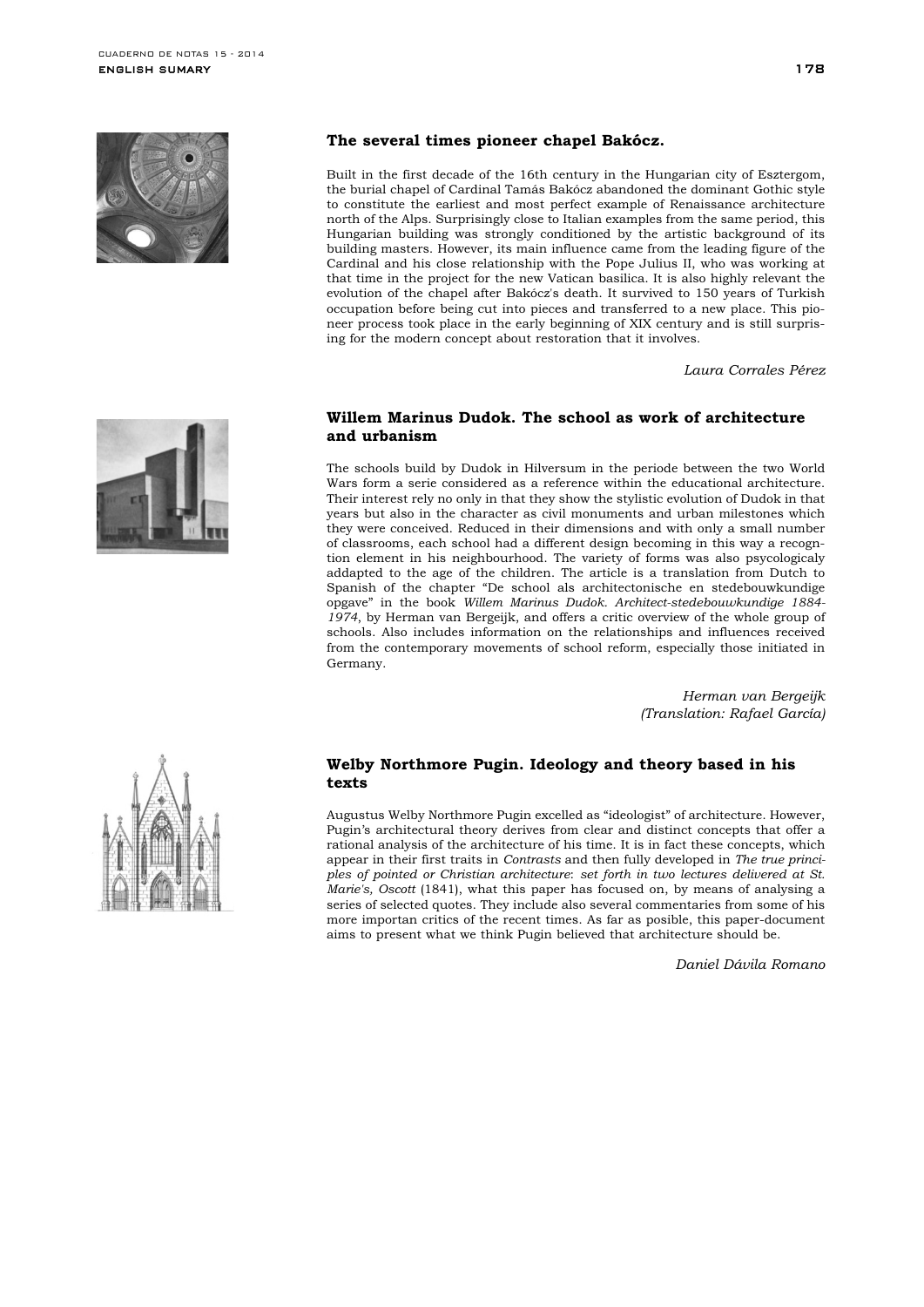### The several times pioneer chapel Bakócz.

Built in the first decade of the 16th century in the Hungarian city of Esztergom, the burial chapel of Cardinal Tamás Bakócz abandoned the dominant Gothic style to constitute the earliest and most perfect example of Renaissance architecture north of the Alps. Surprisingly close to Italian examples from the same period, this Hungarian building was strongly conditioned by the artistic background of its building masters. However, its main influence came from the leading figure of the Cardinal and his close relationship with the Pope Julius II, who was working at that time in the project for the new Vatican basilica. It is also highly relevant the evolution of the chapel after Bakócz's death. It survived to 150 years of Turkish occupation before being cut into pieces and transferred to a new place. This pioneer process took place in the early beginning of XIX century and is still surprising for the modern concept about restoration that it involves.

*Laura Corrales Pérez*

### Willem Marinus Dudok. The school as work of architecture and urbanism

The schools build by Dudok in Hilversum in the periode between the two World Wars form a serie considered as a reference within the educational architecture. Their interest rely no only in that they show the stylistic evolution of Dudok in that years but also in the character as civil monuments and urban milestones which they were conceived. Reduced in their dimensions and with only a small number of classrooms, each school had a different design becoming in this way a recogntion element in his neighbourhood. The variety of forms was also psycologicaly addapted to the age of the children. The article is a translation from Dutch to Spanish of the chapter "De school als architectonische en stedebouwkundige opgave" in the book *Willem Marinus Dudok. Architect-stedebouwkundige 1884-1974*, by Herman van Bergeijk, and offers a critic overview of the whole group of schools. Also includes information on the relationships and influences received from the contemporary movements of school reform, especially those initiated in Germany.

*Herman van Bergeijk*
*(Translation: Rafael García)*

### Welby Northmore Pugin. Ideology and theory based in his texts

Augustus Welby Northmore Pugin excelled as "ideologist" of architecture. However, Pugin's architectural theory derives from clear and distinct concepts that offer a rational analysis of the architecture of his time. It is in fact these concepts, which appear in their first traits in *Contrasts* and then fully developed in *The true principles of pointed or Christian architecture: set forth in two lectures delivered at St. Marie's, Oscott* (1841), what this paper has focused on, by means of analysing a series of selected quotes. They include also several commentaries from some of his more importan critics of the recent times. As far as posible, this paper-document aims to present what we think Pugin believed that architecture should be.

*Daniel Dávila Romano*